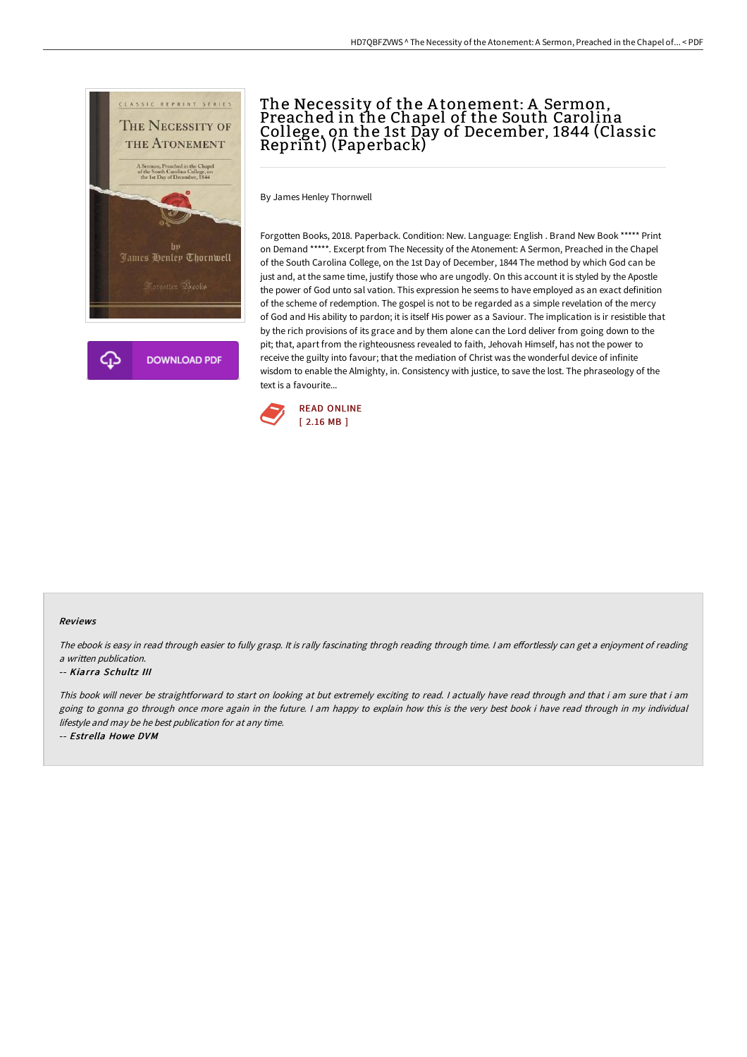# The Necessity of the Atonement: A Sermon, Preached in the Chapel of the South Carolina College, on the 1st Day of December, 1844 (Classic Reprint) (Paperback)

By James Henley Thornwell

Forgotten Books, 2018. Paperback. Condition: New. Language: English . Brand New Book ***** Print on Demand *****. Excerpt from The Necessity of the Atonement: A Sermon, Preached in the Chapel of the South Carolina College, on the 1st Day of December, 1844 The method by which God can be just and, at the same time, justify those who are ungodly. On this account it is styled by the Apostle the power of God unto sal vation. This expression he seems to have employed as an exact definition of the scheme of redemption. The gospel is not to be regarded as a simple revelation of the mercy of God and His ability to pardon; it is itself His power as a Saviour. The implication is ir resistible that by the rich provisions of its grace and by them alone can the Lord deliver from going down to the pit; that, apart from the righteousness revealed to faith, Jehovah Himself, has not the power to receive the guilty into favour; that the mediation of Christ was the wonderful device of infinite wisdom to enable the Almighty, in. Consistency with justice, to save the lost. The phraseology of the text is a favourite...

READ ONLINE
[ 2.16 MB ]

DOWNLOAD PDF

### Reviews

*The ebook is easy in read through easier to fully grasp. It is rally fascinating throgh reading through time. I am effortlessly can get a enjoyment of reading a written publication.*

-- *Kiarra Schultz III*

*This book will never be straightforward to start on looking at but extremely exciting to read. I actually have read through and that i am sure that i am going to gonna go through once more again in the future. I am happy to explain how this is the very best book i have read through in my individual lifestyle and may be he best publication for at any time.*

-- *Estrella Howe DVM*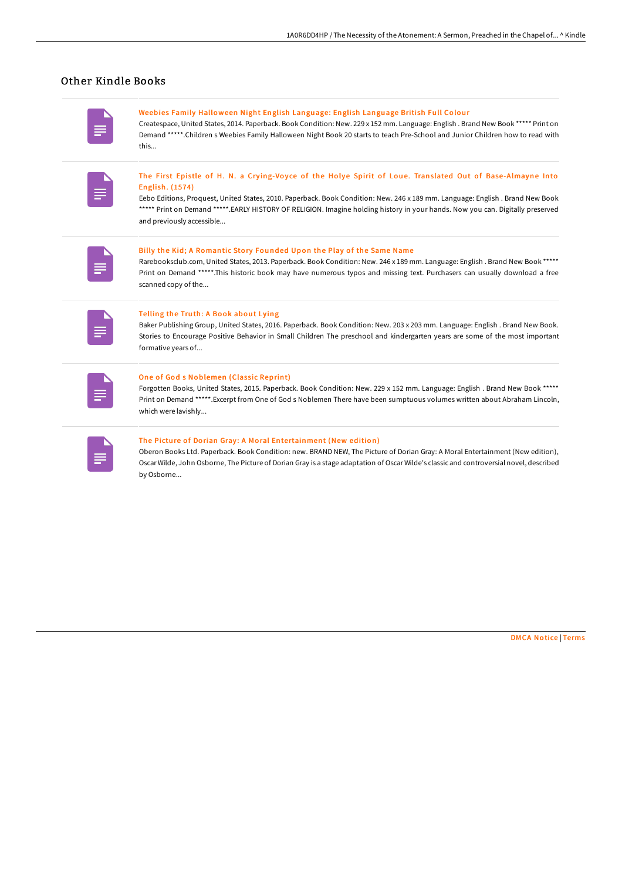## Other Kindle Books

### Weebies Family Halloween Night English Language: English Language British Full Colour

Createspace, United States, 2014. Paperback. Book Condition: New. 229 x 152 mm. Language: English . Brand New Book ***** Print on Demand *****.Children s Weebies Family Halloween Night Book 20 starts to teach Pre-School and Junior Children how to read with this...

### The First Epistle of H. N. a Crying-Voyce of the Holye Spirit of Loue. Translated Out of Base-Almayne Into English. (1574)

Eebo Editions, Proquest, United States, 2010. Paperback. Book Condition: New. 246 x 189 mm. Language: English . Brand New Book ***** Print on Demand *****.EARLY HISTORY OF RELIGION. Imagine holding history in your hands. Now you can. Digitally preserved and previously accessible...

### Billy the Kid; A Romantic Story Founded Upon the Play of the Same Name

Rarebooksclub.com, United States, 2013. Paperback. Book Condition: New. 246 x 189 mm. Language: English . Brand New Book ***** Print on Demand *****.This historic book may have numerous typos and missing text. Purchasers can usually download a free scanned copy of the...

### Telling the Truth: A Book about Lying

Baker Publishing Group, United States, 2016. Paperback. Book Condition: New. 203 x 203 mm. Language: English . Brand New Book. Stories to Encourage Positive Behavior in Small Children The preschool and kindergarten years are some of the most important formative years of...

### One of God s Noblemen (Classic Reprint)

Forgotten Books, United States, 2015. Paperback. Book Condition: New. 229 x 152 mm. Language: English . Brand New Book ***** Print on Demand *****.Excerpt from One of God s Noblemen There have been sumptuous volumes written about Abraham Lincoln, which were lavishly...

### The Picture of Dorian Gray: A Moral Entertainment (New edition)

Oberon Books Ltd. Paperback. Book Condition: new. BRAND NEW, The Picture of Dorian Gray: A Moral Entertainment (New edition), Oscar Wilde, John Osborne, The Picture of Dorian Gray is a stage adaptation of Oscar Wilde's classic and controversial novel, described by Osborne...